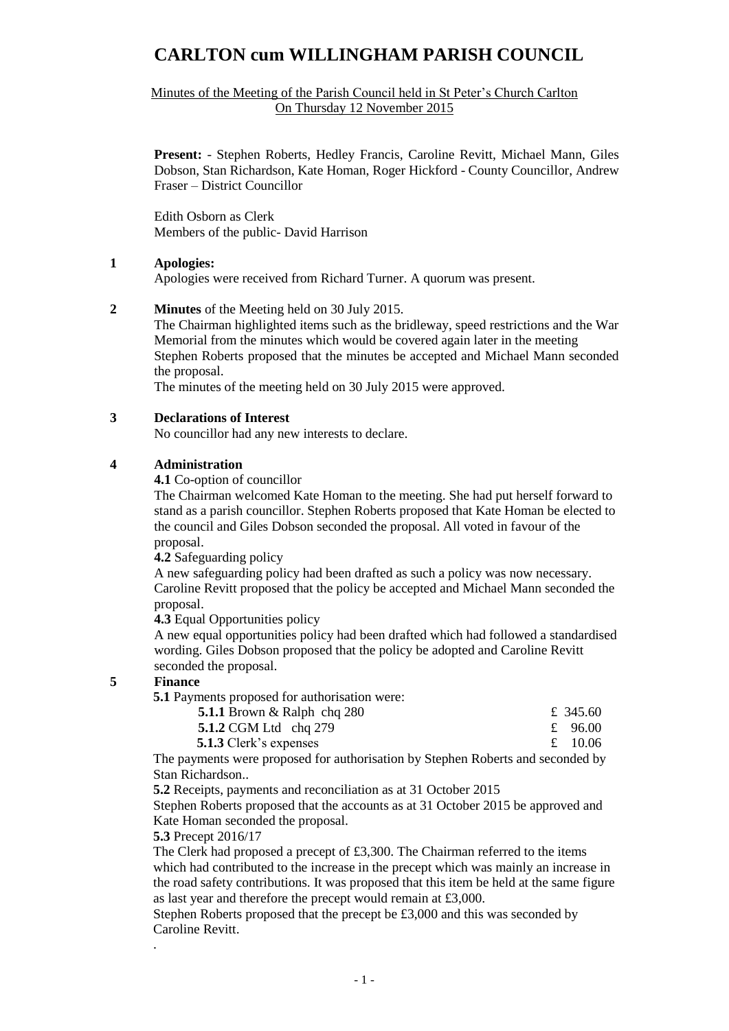# CARLTON cum WILLINGHAM PARISH COUNCIL

Minutes of the Meeting of the Parish Council held in St Peter's Church Carlton On Thursday 12 November 2015

**Present:** - Stephen Roberts, Hedley Francis, Caroline Revitt, Michael Mann, Giles Dobson, Stan Richardson, Kate Homan, Roger Hickford - County Councillor, Andrew Fraser – District Councillor

Edith Osborn as Clerk
Members of the public- David Harrison

**1 Apologies:**

Apologies were received from Richard Turner. A quorum was present.

**2 Minutes** of the Meeting held on 30 July 2015.

The Chairman highlighted items such as the bridleway, speed restrictions and the War Memorial from the minutes which would be covered again later in the meeting Stephen Roberts proposed that the minutes be accepted and Michael Mann seconded the proposal.

The minutes of the meeting held on 30 July 2015 were approved.

**3 Declarations of Interest**

No councillor had any new interests to declare.

**4 Administration**

**4.1** Co-option of councillor

The Chairman welcomed Kate Homan to the meeting. She had put herself forward to stand as a parish councillor. Stephen Roberts proposed that Kate Homan be elected to the council and Giles Dobson seconded the proposal. All voted in favour of the proposal.

**4.2** Safeguarding policy

A new safeguarding policy had been drafted as such a policy was now necessary. Caroline Revitt proposed that the policy be accepted and Michael Mann seconded the proposal.

**4.3** Equal Opportunities policy

A new equal opportunities policy had been drafted which had followed a standardised wording. Giles Dobson proposed that the policy be adopted and Caroline Revitt seconded the proposal.

**5 Finance**

**5.1** Payments proposed for authorisation were:

| | |
|---|---|
| **5.1.1** Brown & Ralph chq 280 | £ 345.60 |
| **5.1.2** CGM Ltd chq 279 | £ 96.00 |
| **5.1.3** Clerk's expenses | £ 10.06 |

The payments were proposed for authorisation by Stephen Roberts and seconded by Stan Richardson..

**5.2** Receipts, payments and reconciliation as at 31 October 2015

Stephen Roberts proposed that the accounts as at 31 October 2015 be approved and Kate Homan seconded the proposal.

**5.3** Precept 2016/17

The Clerk had proposed a precept of £3,300. The Chairman referred to the items which had contributed to the increase in the precept which was mainly an increase in the road safety contributions. It was proposed that this item be held at the same figure as last year and therefore the precept would remain at £3,000.

Stephen Roberts proposed that the precept be £3,000 and this was seconded by Caroline Revitt.

.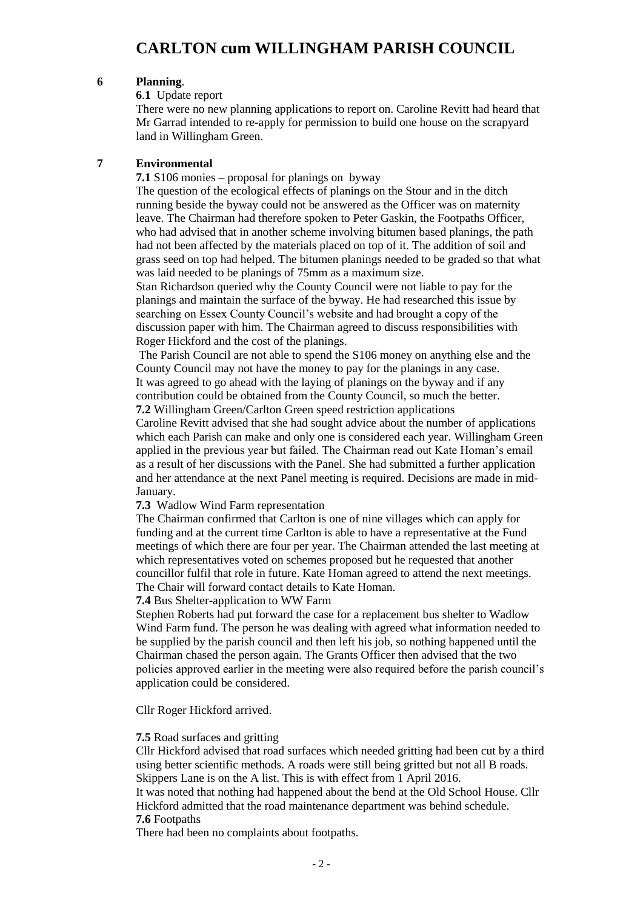# CARLTON cum WILLINGHAM PARISH COUNCIL

## 6 Planning.

**6.1** Update report

There were no new planning applications to report on. Caroline Revitt had heard that Mr Garrad intended to re-apply for permission to build one house on the scrapyard land in Willingham Green.

## 7 Environmental

**7.1** S106 monies – proposal for planings on byway

The question of the ecological effects of planings on the Stour and in the ditch running beside the byway could not be answered as the Officer was on maternity leave. The Chairman had therefore spoken to Peter Gaskin, the Footpaths Officer, who had advised that in another scheme involving bitumen based planings, the path had not been affected by the materials placed on top of it. The addition of soil and grass seed on top had helped. The bitumen planings needed to be graded so that what was laid needed to be planings of 75mm as a maximum size.

Stan Richardson queried why the County Council were not liable to pay for the planings and maintain the surface of the byway. He had researched this issue by searching on Essex County Council's website and had brought a copy of the discussion paper with him. The Chairman agreed to discuss responsibilities with Roger Hickford and the cost of the planings.

The Parish Council are not able to spend the S106 money on anything else and the County Council may not have the money to pay for the planings in any case.

It was agreed to go ahead with the laying of planings on the byway and if any contribution could be obtained from the County Council, so much the better.

**7.2** Willingham Green/Carlton Green speed restriction applications

Caroline Revitt advised that she had sought advice about the number of applications which each Parish can make and only one is considered each year. Willingham Green applied in the previous year but failed. The Chairman read out Kate Homan's email as a result of her discussions with the Panel. She had submitted a further application and her attendance at the next Panel meeting is required. Decisions are made in mid-January.

**7.3** Wadlow Wind Farm representation

The Chairman confirmed that Carlton is one of nine villages which can apply for funding and at the current time Carlton is able to have a representative at the Fund meetings of which there are four per year. The Chairman attended the last meeting at which representatives voted on schemes proposed but he requested that another councillor fulfil that role in future. Kate Homan agreed to attend the next meetings. The Chair will forward contact details to Kate Homan.

**7.4** Bus Shelter-application to WW Farm

Stephen Roberts had put forward the case for a replacement bus shelter to Wadlow Wind Farm fund. The person he was dealing with agreed what information needed to be supplied by the parish council and then left his job, so nothing happened until the Chairman chased the person again. The Grants Officer then advised that the two policies approved earlier in the meeting were also required before the parish council's application could be considered.

Cllr Roger Hickford arrived.

**7.5** Road surfaces and gritting

Cllr Hickford advised that road surfaces which needed gritting had been cut by a third using better scientific methods. A roads were still being gritted but not all B roads. Skippers Lane is on the A list. This is with effect from 1 April 2016.

It was noted that nothing had happened about the bend at the Old School House. Cllr Hickford admitted that the road maintenance department was behind schedule.

**7.6** Footpaths

There had been no complaints about footpaths.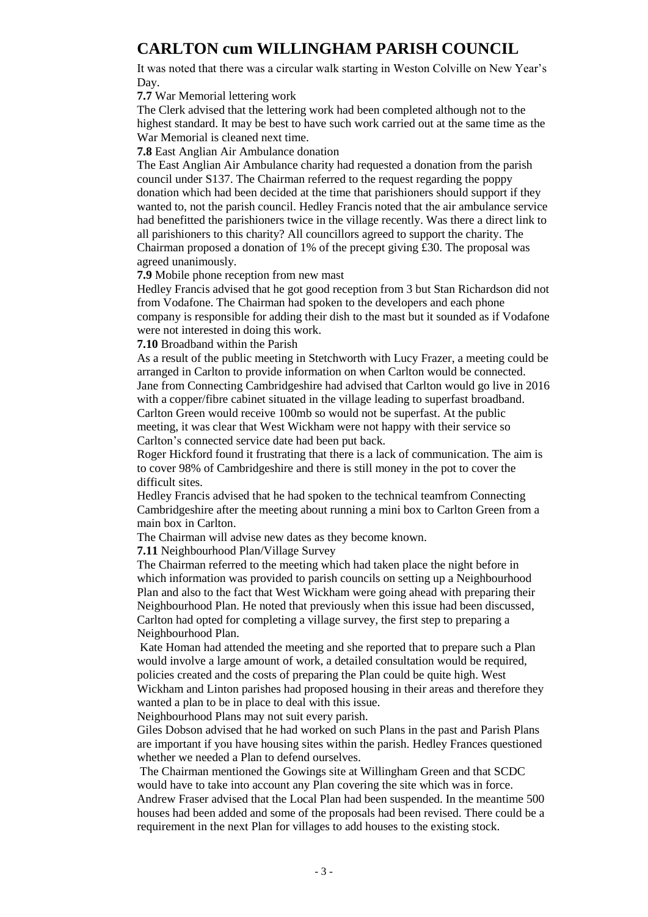# CARLTON cum WILLINGHAM PARISH COUNCIL

It was noted that there was a circular walk starting in Weston Colville on New Year's Day.

**7.7** War Memorial lettering work

The Clerk advised that the lettering work had been completed although not to the highest standard. It may be best to have such work carried out at the same time as the War Memorial is cleaned next time.

**7.8** East Anglian Air Ambulance donation

The East Anglian Air Ambulance charity had requested a donation from the parish council under S137. The Chairman referred to the request regarding the poppy donation which had been decided at the time that parishioners should support if they wanted to, not the parish council. Hedley Francis noted that the air ambulance service had benefitted the parishioners twice in the village recently. Was there a direct link to all parishioners to this charity? All councillors agreed to support the charity. The Chairman proposed a donation of 1% of the precept giving £30. The proposal was agreed unanimously.

**7.9** Mobile phone reception from new mast

Hedley Francis advised that he got good reception from 3 but Stan Richardson did not from Vodafone. The Chairman had spoken to the developers and each phone company is responsible for adding their dish to the mast but it sounded as if Vodafone were not interested in doing this work.

**7.10** Broadband within the Parish

As a result of the public meeting in Stetchworth with Lucy Frazer, a meeting could be arranged in Carlton to provide information on when Carlton would be connected. Jane from Connecting Cambridgeshire had advised that Carlton would go live in 2016 with a copper/fibre cabinet situated in the village leading to superfast broadband. Carlton Green would receive 100mb so would not be superfast. At the public meeting, it was clear that West Wickham were not happy with their service so Carlton's connected service date had been put back.

Roger Hickford found it frustrating that there is a lack of communication. The aim is to cover 98% of Cambridgeshire and there is still money in the pot to cover the difficult sites.

Hedley Francis advised that he had spoken to the technical teamfrom Connecting Cambridgeshire after the meeting about running a mini box to Carlton Green from a main box in Carlton.

The Chairman will advise new dates as they become known.

**7.11** Neighbourhood Plan/Village Survey

The Chairman referred to the meeting which had taken place the night before in which information was provided to parish councils on setting up a Neighbourhood Plan and also to the fact that West Wickham were going ahead with preparing their Neighbourhood Plan. He noted that previously when this issue had been discussed, Carlton had opted for completing a village survey, the first step to preparing a Neighbourhood Plan.

Kate Homan had attended the meeting and she reported that to prepare such a Plan would involve a large amount of work, a detailed consultation would be required, policies created and the costs of preparing the Plan could be quite high. West Wickham and Linton parishes had proposed housing in their areas and therefore they wanted a plan to be in place to deal with this issue.

Neighbourhood Plans may not suit every parish.

Giles Dobson advised that he had worked on such Plans in the past and Parish Plans are important if you have housing sites within the parish. Hedley Frances questioned whether we needed a Plan to defend ourselves.

The Chairman mentioned the Gowings site at Willingham Green and that SCDC would have to take into account any Plan covering the site which was in force.

Andrew Fraser advised that the Local Plan had been suspended. In the meantime 500 houses had been added and some of the proposals had been revised. There could be a requirement in the next Plan for villages to add houses to the existing stock.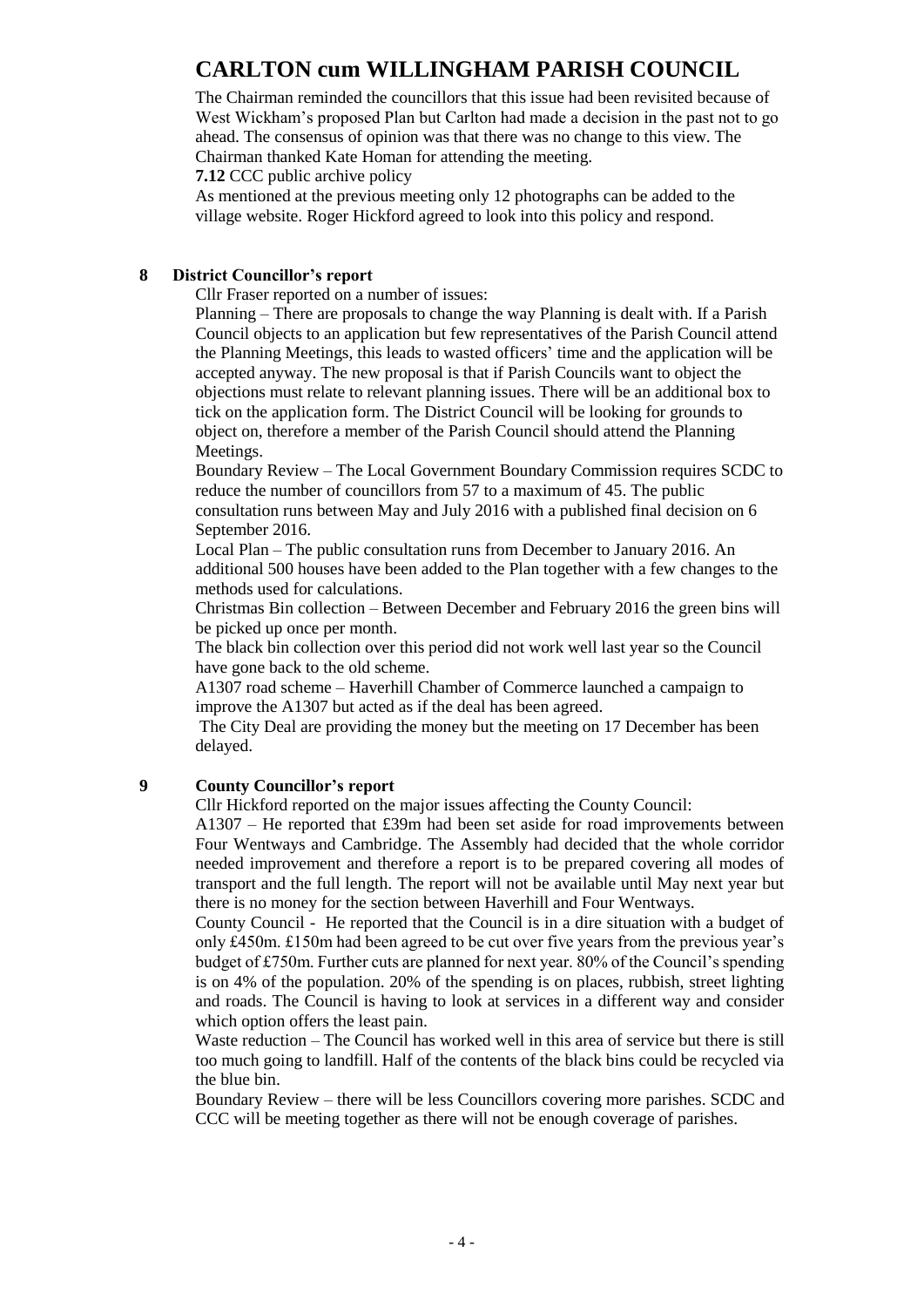# CARLTON cum WILLINGHAM PARISH COUNCIL

The Chairman reminded the councillors that this issue had been revisited because of West Wickham's proposed Plan but Carlton had made a decision in the past not to go ahead. The consensus of opinion was that there was no change to this view. The Chairman thanked Kate Homan for attending the meeting.

**7.12** CCC public archive policy

As mentioned at the previous meeting only 12 photographs can be added to the village website. Roger Hickford agreed to look into this policy and respond.

## 8 District Councillor's report

Cllr Fraser reported on a number of issues:

Planning – There are proposals to change the way Planning is dealt with. If a Parish Council objects to an application but few representatives of the Parish Council attend the Planning Meetings, this leads to wasted officers' time and the application will be accepted anyway. The new proposal is that if Parish Councils want to object the objections must relate to relevant planning issues. There will be an additional box to tick on the application form. The District Council will be looking for grounds to object on, therefore a member of the Parish Council should attend the Planning Meetings.

Boundary Review – The Local Government Boundary Commission requires SCDC to reduce the number of councillors from 57 to a maximum of 45. The public consultation runs between May and July 2016 with a published final decision on 6 September 2016.

Local Plan – The public consultation runs from December to January 2016. An additional 500 houses have been added to the Plan together with a few changes to the methods used for calculations.

Christmas Bin collection – Between December and February 2016 the green bins will be picked up once per month.

The black bin collection over this period did not work well last year so the Council have gone back to the old scheme.

A1307 road scheme – Haverhill Chamber of Commerce launched a campaign to improve the A1307 but acted as if the deal has been agreed.

The City Deal are providing the money but the meeting on 17 December has been delayed.

## 9 County Councillor's report

Cllr Hickford reported on the major issues affecting the County Council:

A1307 – He reported that £39m had been set aside for road improvements between Four Wentways and Cambridge. The Assembly had decided that the whole corridor needed improvement and therefore a report is to be prepared covering all modes of transport and the full length. The report will not be available until May next year but there is no money for the section between Haverhill and Four Wentways.

County Council - He reported that the Council is in a dire situation with a budget of only £450m. £150m had been agreed to be cut over five years from the previous year's budget of £750m. Further cuts are planned for next year. 80% of the Council's spending is on 4% of the population. 20% of the spending is on places, rubbish, street lighting and roads. The Council is having to look at services in a different way and consider which option offers the least pain.

Waste reduction – The Council has worked well in this area of service but there is still too much going to landfill. Half of the contents of the black bins could be recycled via the blue bin.

Boundary Review – there will be less Councillors covering more parishes. SCDC and CCC will be meeting together as there will not be enough coverage of parishes.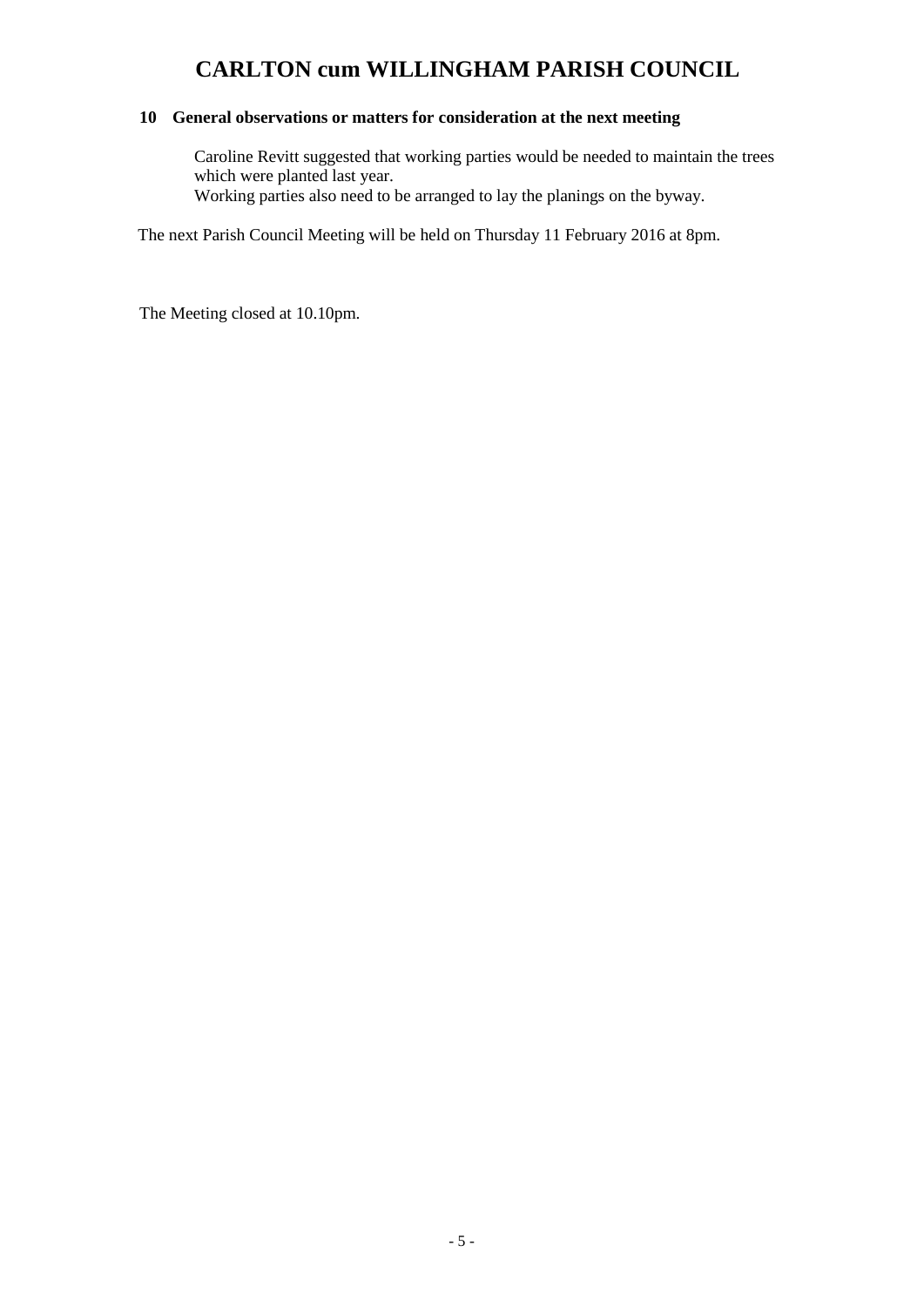# CARLTON cum WILLINGHAM PARISH COUNCIL

**10 General observations or matters for consideration at the next meeting**

Caroline Revitt suggested that working parties would be needed to maintain the trees which were planted last year.
Working parties also need to be arranged to lay the planings on the byway.

The next Parish Council Meeting will be held on Thursday 11 February 2016 at 8pm.

The Meeting closed at 10.10pm.